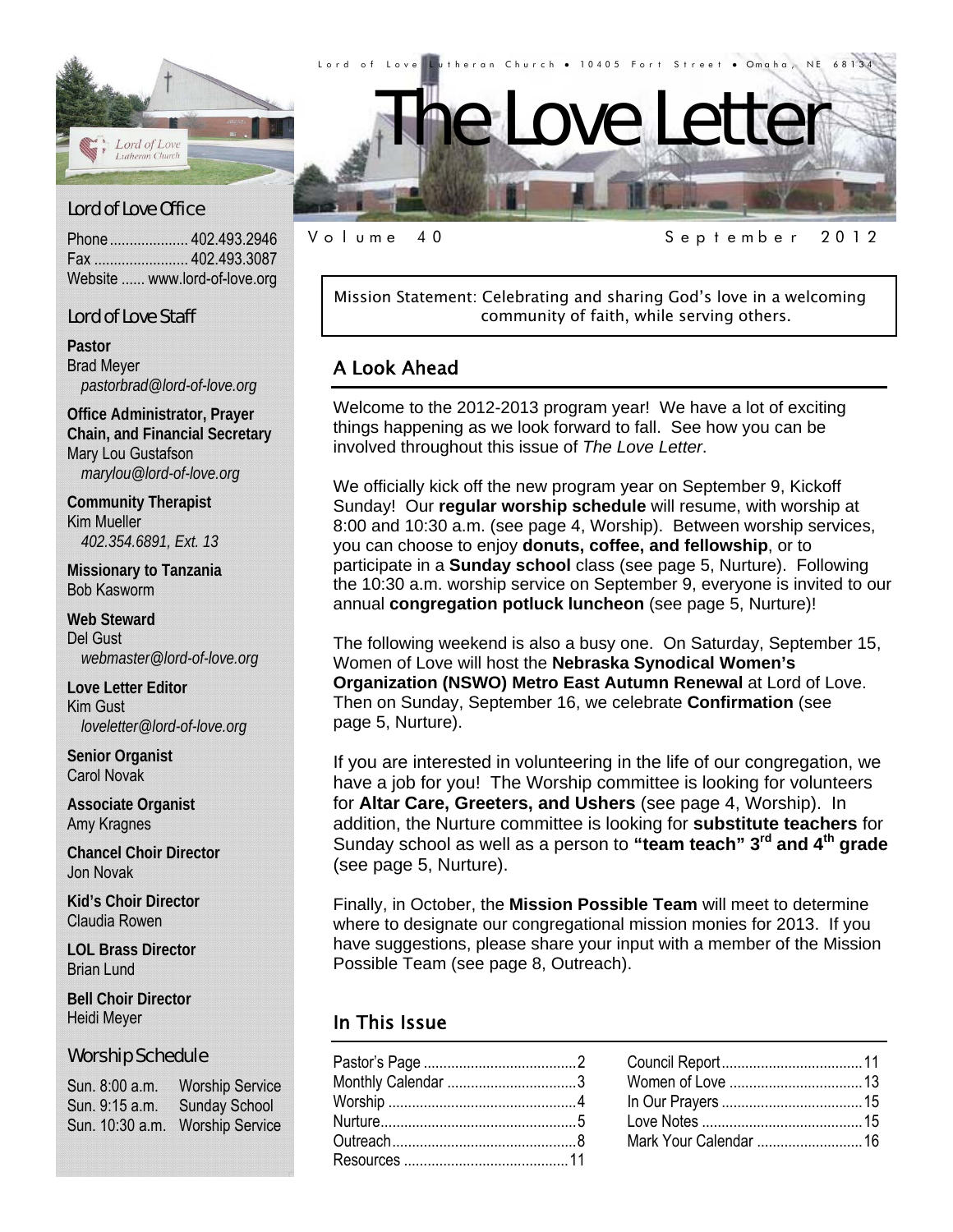Lord of Love Lutheran Church • 10405 Fort Street • Omaha, NE 68134

# The Love Letter

Volume 40 September 2012

## Lord of Love Office

Phone .................... 402.493.2946
Fax ........................ 402.493.3087
Website ...... www.lord-of-love.org

## Lord of Love Staff

**Pastor**
Brad Meyer
*pastorbrad@lord-of-love.org*

**Office Administrator, Prayer Chain, and Financial Secretary**
Mary Lou Gustafson
*marylou@lord-of-love.org*

**Community Therapist**
Kim Mueller
*402.354.6891, Ext. 13*

**Missionary to Tanzania**
Bob Kasworm

**Web Steward**
Del Gust
*webmaster@lord-of-love.org*

**Love Letter Editor**
Kim Gust
*loveletter@lord-of-love.org*

**Senior Organist**
Carol Novak

**Associate Organist**
Amy Kragnes

**Chancel Choir Director**
Jon Novak

**Kid's Choir Director**
Claudia Rowen

**LOL Brass Director**
Brian Lund

**Bell Choir Director**
Heidi Meyer

## Worship Schedule

| | |
|---|---|
| Sun. 8:00 a.m. | Worship Service |
| Sun. 9:15 a.m. | Sunday School |
| Sun. 10:30 a.m. | Worship Service |

Mission Statement: Celebrating and sharing God's love in a welcoming community of faith, while serving others.

## A Look Ahead

Welcome to the 2012-2013 program year! We have a lot of exciting things happening as we look forward to fall. See how you can be involved throughout this issue of *The Love Letter*.

We officially kick off the new program year on September 9, Kickoff Sunday! Our **regular worship schedule** will resume, with worship at 8:00 and 10:30 a.m. (see page 4, Worship). Between worship services, you can choose to enjoy **donuts, coffee, and fellowship**, or to participate in a **Sunday school** class (see page 5, Nurture). Following the 10:30 a.m. worship service on September 9, everyone is invited to our annual **congregation potluck luncheon** (see page 5, Nurture)!

The following weekend is also a busy one. On Saturday, September 15, Women of Love will host the **Nebraska Synodical Women's Organization (NSWO) Metro East Autumn Renewal** at Lord of Love. Then on Sunday, September 16, we celebrate **Confirmation** (see page 5, Nurture).

If you are interested in volunteering in the life of our congregation, we have a job for you! The Worship committee is looking for volunteers for **Altar Care, Greeters, and Ushers** (see page 4, Worship). In addition, the Nurture committee is looking for **substitute teachers** for Sunday school as well as a person to **"team teach" 3rd and 4th grade** (see page 5, Nurture).

Finally, in October, the **Mission Possible Team** will meet to determine where to designate our congregational mission monies for 2013. If you have suggestions, please share your input with a member of the Mission Possible Team (see page 8, Outreach).

## In This Issue

Pastor's Page ........................ 2
Monthly Calendar ................. 3
Worship ................................ 4
Nurture.................................. 5
Outreach................................ 8
Resources ........................... 11
Council Report..................... 11
Women of Love ................... 13
In Our Prayers ..................... 15
Love Notes .......................... 15
Mark Your Calendar ............ 16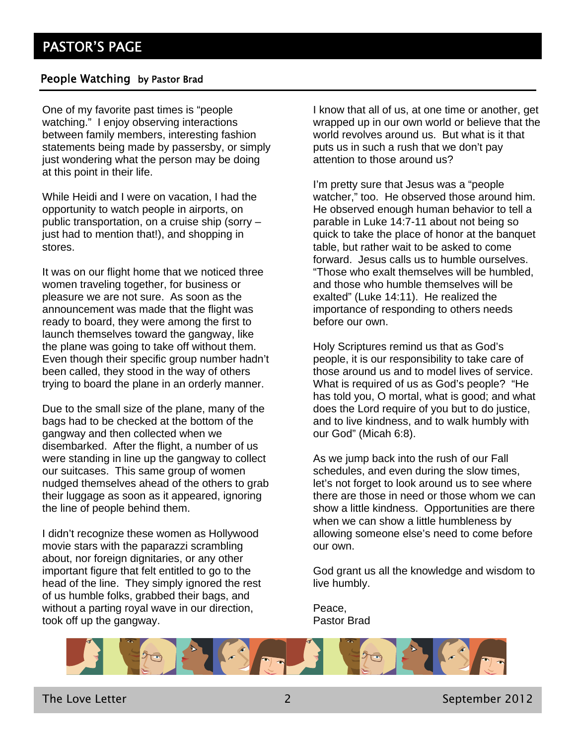# PASTOR'S PAGE

## People Watching by Pastor Brad

One of my favorite past times is "people watching." I enjoy observing interactions between family members, interesting fashion statements being made by passersby, or simply just wondering what the person may be doing at this point in their life.

While Heidi and I were on vacation, I had the opportunity to watch people in airports, on public transportation, on a cruise ship (sorry – just had to mention that!), and shopping in stores.

It was on our flight home that we noticed three women traveling together, for business or pleasure we are not sure. As soon as the announcement was made that the flight was ready to board, they were among the first to launch themselves toward the gangway, like the plane was going to take off without them. Even though their specific group number hadn't been called, they stood in the way of others trying to board the plane in an orderly manner.

Due to the small size of the plane, many of the bags had to be checked at the bottom of the gangway and then collected when we disembarked. After the flight, a number of us were standing in line up the gangway to collect our suitcases. This same group of women nudged themselves ahead of the others to grab their luggage as soon as it appeared, ignoring the line of people behind them.

I didn't recognize these women as Hollywood movie stars with the paparazzi scrambling about, nor foreign dignitaries, or any other important figure that felt entitled to go to the head of the line. They simply ignored the rest of us humble folks, grabbed their bags, and without a parting royal wave in our direction, took off up the gangway.

I know that all of us, at one time or another, get wrapped up in our own world or believe that the world revolves around us. But what is it that puts us in such a rush that we don't pay attention to those around us?

I'm pretty sure that Jesus was a "people watcher," too. He observed those around him. He observed enough human behavior to tell a parable in Luke 14:7-11 about not being so quick to take the place of honor at the banquet table, but rather wait to be asked to come forward. Jesus calls us to humble ourselves. "Those who exalt themselves will be humbled, and those who humble themselves will be exalted" (Luke 14:11). He realized the importance of responding to others needs before our own.

Holy Scriptures remind us that as God's people, it is our responsibility to take care of those around us and to model lives of service. What is required of us as God's people? "He has told you, O mortal, what is good; and what does the Lord require of you but to do justice, and to live kindness, and to walk humbly with our God" (Micah 6:8).

As we jump back into the rush of our Fall schedules, and even during the slow times, let's not forget to look around us to see where there are those in need or those whom we can show a little kindness. Opportunities are there when we can show a little humbleness by allowing someone else's need to come before our own.

God grant us all the knowledge and wisdom to live humbly.

Peace,
Pastor Brad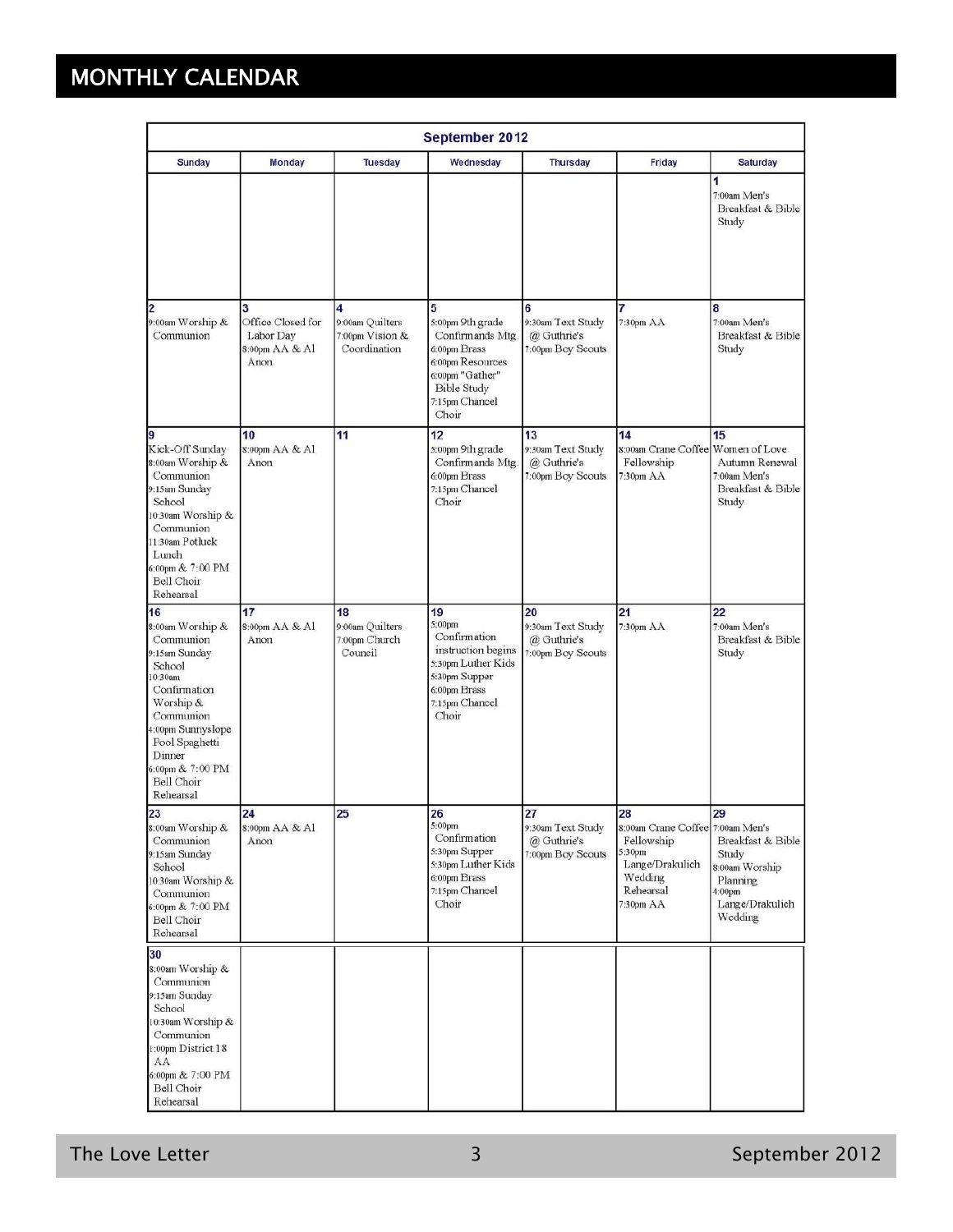# MONTHLY CALENDAR

**September 2012**

| Sunday | Monday | Tuesday | Wednesday | Thursday | Friday | Saturday |
|---|---|---|---|---|---|---|
| | | | | | | **1**<br>7:00am Men's Breakfast & Bible Study |
| **2**<br>9:00am Worship & Communion | **3**<br>Office Closed for Labor Day<br>8:00pm AA & Al Anon | **4**<br>9:00am Quilters<br>7:00pm Vision & Coordination | **5**<br>5:00pm 9th grade Confirmands Mtg.<br>6:00pm Brass<br>6:00pm Resources<br>6:00pm "Gather" Bible Study<br>7:15pm Chancel Choir | **6**<br>9:30am Text Study @ Guthrie's<br>7:00pm Boy Scouts | **7**<br>7:30pm AA | **8**<br>7:00am Men's Breakfast & Bible Study |
| **9**<br>Kick-Off Sunday<br>8:00am Worship & Communion<br>9:15am Sunday School<br>10:30am Worship & Communion<br>11:30am Potluck Lunch<br>6:00pm & 7:00 PM Bell Choir Rehearsal | **10**<br>8:00pm AA & Al Anon | **11** | **12**<br>5:00pm 9th grade Confirmands Mtg.<br>6:00pm Brass<br>7:15pm Chancel Choir | **13**<br>9:30am Text Study @ Guthrie's<br>7:00pm Boy Scouts | **14**<br>8:00am Crane Coffee Fellowship<br>7:30pm AA | **15**<br>Women of Love Autumn Renewal<br>7:00am Men's Breakfast & Bible Study |
| **16**<br>8:00am Worship & Communion<br>9:15am Sunday School<br>10:30am Confirmation Worship & Communion<br>4:00pm Sunnyslope Pool Spaghetti Dinner<br>6:00pm & 7:00 PM Bell Choir Rehearsal | **17**<br>8:00pm AA & Al Anon | **18**<br>9:00am Quilters<br>7:00pm Church Council | **19**<br>5:00pm Confirmation instruction begins<br>5:30pm Luther Kids<br>5:30pm Supper<br>6:00pm Brass<br>7:15pm Chancel Choir | **20**<br>9:30am Text Study @ Guthrie's<br>7:00pm Boy Scouts | **21**<br>7:30pm AA | **22**<br>7:00am Men's Breakfast & Bible Study |
| **23**<br>8:00am Worship & Communion<br>9:15am Sunday School<br>10:30am Worship & Communion<br>6:00pm & 7:00 PM Bell Choir Rehearsal | **24**<br>8:00pm AA & Al Anon | **25** | **26**<br>5:00pm Confirmation<br>5:30pm Supper<br>5:30pm Luther Kids<br>6:00pm Brass<br>7:15pm Chancel Choir | **27**<br>9:30am Text Study @ Guthrie's<br>7:00pm Boy Scouts | **28**<br>8:00am Crane Coffee Fellowship<br>5:30pm Lange/Drakulich Wedding Rehearsal<br>7:30pm AA | **29**<br>7:00am Men's Breakfast & Bible Study<br>8:00am Worship Planning<br>4:00pm Lange/Drakulich Wedding |
| **30**<br>8:00am Worship & Communion<br>9:15am Sunday School<br>10:30am Worship & Communion<br>1:00pm District 18 AA<br>6:00pm & 7:00 PM Bell Choir Rehearsal | | | | | | |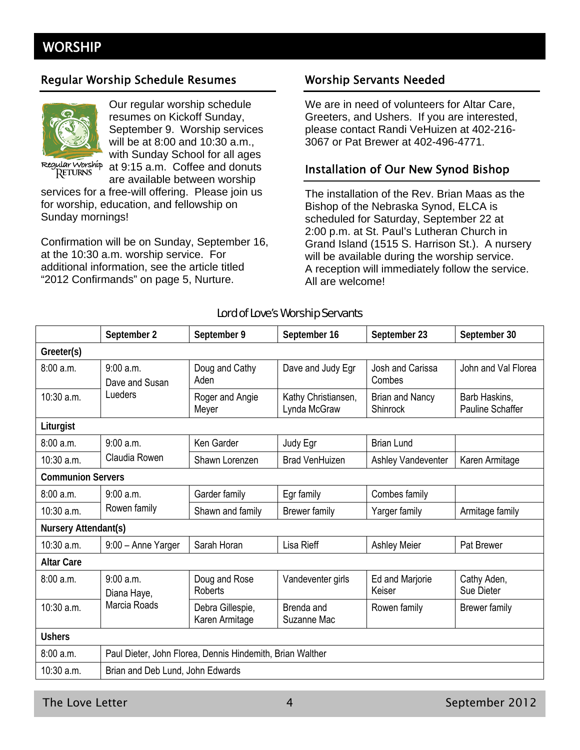# WORSHIP

## Regular Worship Schedule Resumes

Regular Worship RETURNS

Our regular worship schedule resumes on Kickoff Sunday, September 9. Worship services will be at 8:00 and 10:30 a.m., with Sunday School for all ages at 9:15 a.m. Coffee and donuts are available between worship services for a free-will offering. Please join us for worship, education, and fellowship on Sunday mornings!

Confirmation will be on Sunday, September 16, at the 10:30 a.m. worship service. For additional information, see the article titled "2012 Confirmands" on page 5, Nurture.

## Worship Servants Needed

We are in need of volunteers for Altar Care, Greeters, and Ushers. If you are interested, please contact Randi VeHuizen at 402-216-3067 or Pat Brewer at 402-496-4771.

## Installation of Our New Synod Bishop

The installation of the Rev. Brian Maas as the Bishop of the Nebraska Synod, ELCA is scheduled for Saturday, September 22 at 2:00 p.m. at St. Paul's Lutheran Church in Grand Island (1515 S. Harrison St.). A nursery will be available during the worship service. A reception will immediately follow the service. All are welcome!

### Lord of Love's Worship Servants

| | September 2 | September 9 | September 16 | September 23 | September 30 |
|---|---|---|---|---|---|
| **Greeter(s)** | | | | | |
| 8:00 a.m. | 9:00 a.m. Dave and Susan Lueders | Doug and Cathy Aden | Dave and Judy Egr | Josh and Carissa Combes | John and Val Florea |
| 10:30 a.m. | | Roger and Angie Meyer | Kathy Christiansen, Lynda McGraw | Brian and Nancy Shinrock | Barb Haskins, Pauline Schaffer |
| **Liturgist** | | | | | |
| 8:00 a.m. | 9:00 a.m. Claudia Rowen | Ken Garder | Judy Egr | Brian Lund | |
| 10:30 a.m. | | Shawn Lorenzen | Brad VenHuizen | Ashley Vandeventer | Karen Armitage |
| **Communion Servers** | | | | | |
| 8:00 a.m. | 9:00 a.m. Rowen family | Garder family | Egr family | Combes family | |
| 10:30 a.m. | | Shawn and family | Brewer family | Yarger family | Armitage family |
| **Nursery Attendant(s)** | | | | | |
| 10:30 a.m. | 9:00 – Anne Yarger | Sarah Horan | Lisa Rieff | Ashley Meier | Pat Brewer |
| **Altar Care** | | | | | |
| 8:00 a.m. | 9:00 a.m. Diana Haye, Marcia Roads | Doug and Rose Roberts | Vandeventer girls | Ed and Marjorie Keiser | Cathy Aden, Sue Dieter |
| 10:30 a.m. | | Debra Gillespie, Karen Armitage | Brenda and Suzanne Mac | Rowen family | Brewer family |
| **Ushers** | | | | | |
| 8:00 a.m. | Paul Dieter, John Florea, Dennis Hindemith, Brian Walther | | | | |
| 10:30 a.m. | Brian and Deb Lund, John Edwards | | | | |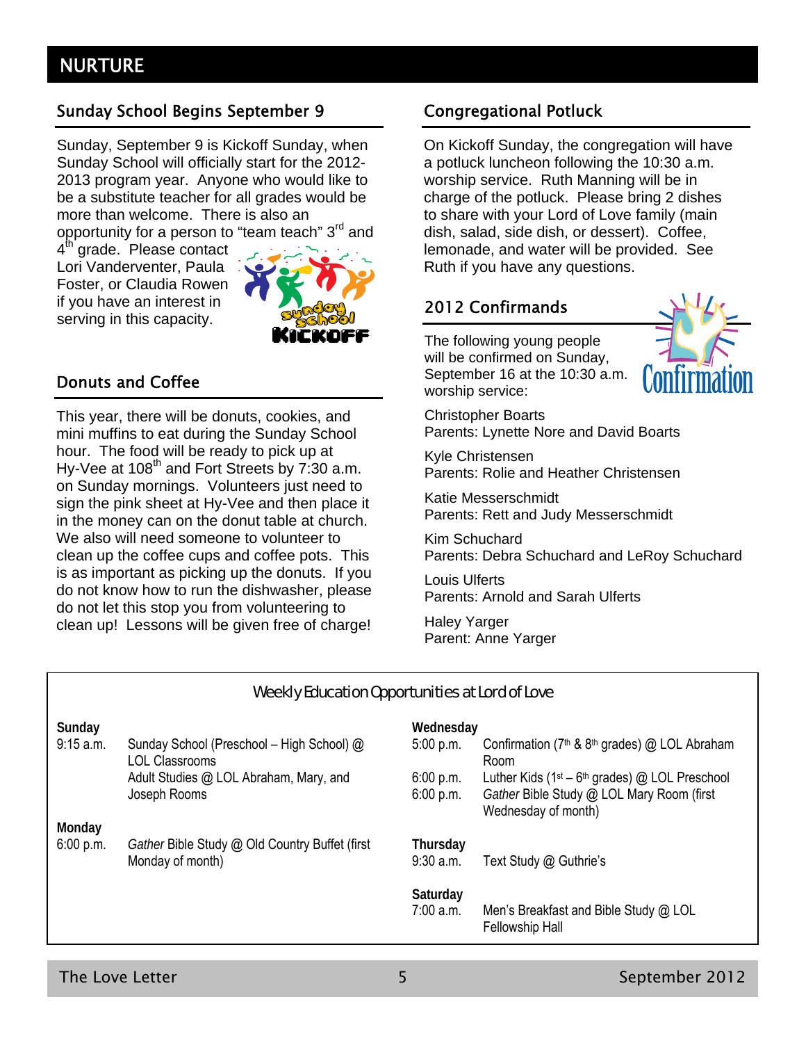# NURTURE

## Sunday School Begins September 9

Sunday, September 9 is Kickoff Sunday, when Sunday School will officially start for the 2012-2013 program year. Anyone who would like to be a substitute teacher for all grades would be more than welcome. There is also an opportunity for a person to "team teach" 3rd and 4th grade. Please contact Lori Vanderventer, Paula Foster, or Claudia Rowen if you have an interest in serving in this capacity.

## Donuts and Coffee

This year, there will be donuts, cookies, and mini muffins to eat during the Sunday School hour. The food will be ready to pick up at Hy-Vee at 108th and Fort Streets by 7:30 a.m. on Sunday mornings. Volunteers just need to sign the pink sheet at Hy-Vee and then place it in the money can on the donut table at church. We also will need someone to volunteer to clean up the coffee cups and coffee pots. This is as important as picking up the donuts. If you do not know how to run the dishwasher, please do not let this stop you from volunteering to clean up! Lessons will be given free of charge!

## Congregational Potluck

On Kickoff Sunday, the congregation will have a potluck luncheon following the 10:30 a.m. worship service. Ruth Manning will be in charge of the potluck. Please bring 2 dishes to share with your Lord of Love family (main dish, salad, side dish, or dessert). Coffee, lemonade, and water will be provided. See Ruth if you have any questions.

## 2012 Confirmands

The following young people will be confirmed on Sunday, September 16 at the 10:30 a.m. worship service:

Christopher Boarts
Parents: Lynette Nore and David Boarts

Kyle Christensen
Parents: Rolie and Heather Christensen

Katie Messerschmidt
Parents: Rett and Judy Messerschmidt

Kim Schuchard
Parents: Debra Schuchard and LeRoy Schuchard

Louis Ulferts
Parents: Arnold and Sarah Ulferts

Haley Yarger
Parent: Anne Yarger

## Weekly Education Opportunities at Lord of Love

**Sunday**

| | |
|---|---|
| 9:15 a.m. | Sunday School (Preschool – High School) @ LOL Classrooms |
| | Adult Studies @ LOL Abraham, Mary, and Joseph Rooms |

**Monday**

| | |
|---|---|
| 6:00 p.m. | *Gather* Bible Study @ Old Country Buffet (first Monday of month) |

**Wednesday**

| | |
|---|---|
| 5:00 p.m. | Confirmation (7th & 8th grades) @ LOL Abraham Room |
| 6:00 p.m. | Luther Kids (1st – 6th grades) @ LOL Preschool |
| 6:00 p.m. | *Gather* Bible Study @ LOL Mary Room (first Wednesday of month) |

**Thursday**

| | |
|---|---|
| 9:30 a.m. | Text Study @ Guthrie's |

**Saturday**

| | |
|---|---|
| 7:00 a.m. | Men's Breakfast and Bible Study @ LOL Fellowship Hall |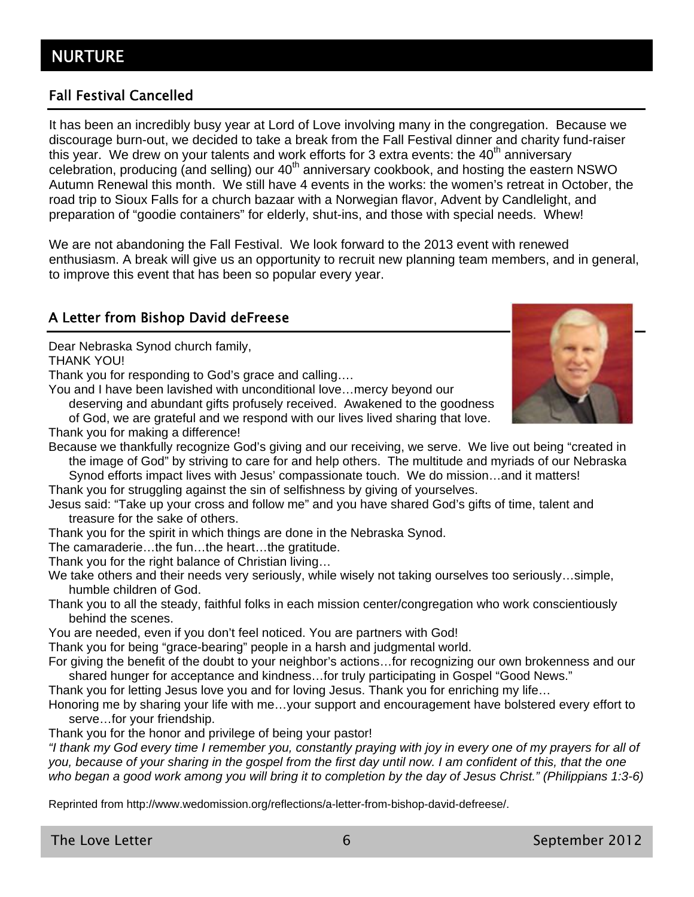# NURTURE

## Fall Festival Cancelled

It has been an incredibly busy year at Lord of Love involving many in the congregation. Because we discourage burn-out, we decided to take a break from the Fall Festival dinner and charity fund-raiser this year. We drew on your talents and work efforts for 3 extra events: the 40th anniversary celebration, producing (and selling) our 40th anniversary cookbook, and hosting the eastern NSWO Autumn Renewal this month. We still have 4 events in the works: the women's retreat in October, the road trip to Sioux Falls for a church bazaar with a Norwegian flavor, Advent by Candlelight, and preparation of "goodie containers" for elderly, shut-ins, and those with special needs. Whew!

We are not abandoning the Fall Festival. We look forward to the 2013 event with renewed enthusiasm. A break will give us an opportunity to recruit new planning team members, and in general, to improve this event that has been so popular every year.

## A Letter from Bishop David deFreese

Dear Nebraska Synod church family,
THANK YOU!
Thank you for responding to God's grace and calling….
You and I have been lavished with unconditional love…mercy beyond our deserving and abundant gifts profusely received. Awakened to the goodness of God, we are grateful and we respond with our lives lived sharing that love.
Thank you for making a difference!
Because we thankfully recognize God's giving and our receiving, we serve. We live out being "created in the image of God" by striving to care for and help others. The multitude and myriads of our Nebraska Synod efforts impact lives with Jesus' compassionate touch. We do mission…and it matters!
Thank you for struggling against the sin of selfishness by giving of yourselves.
Jesus said: "Take up your cross and follow me" and you have shared God's gifts of time, talent and treasure for the sake of others.
Thank you for the spirit in which things are done in the Nebraska Synod.
The camaraderie…the fun…the heart…the gratitude.
Thank you for the right balance of Christian living…
We take others and their needs very seriously, while wisely not taking ourselves too seriously…simple, humble children of God.
Thank you to all the steady, faithful folks in each mission center/congregation who work conscientiously behind the scenes.
You are needed, even if you don't feel noticed. You are partners with God!
Thank you for being "grace-bearing" people in a harsh and judgmental world.
For giving the benefit of the doubt to your neighbor's actions…for recognizing our own brokenness and our shared hunger for acceptance and kindness…for truly participating in Gospel "Good News."
Thank you for letting Jesus love you and for loving Jesus. Thank you for enriching my life…
Honoring me by sharing your life with me…your support and encouragement have bolstered every effort to serve…for your friendship.
Thank you for the honor and privilege of being your pastor!
*"I thank my God every time I remember you, constantly praying with joy in every one of my prayers for all of you, because of your sharing in the gospel from the first day until now. I am confident of this, that the one who began a good work among you will bring it to completion by the day of Jesus Christ." (Philippians 1:3-6)*

Reprinted from http://www.wedomission.org/reflections/a-letter-from-bishop-david-defreese/.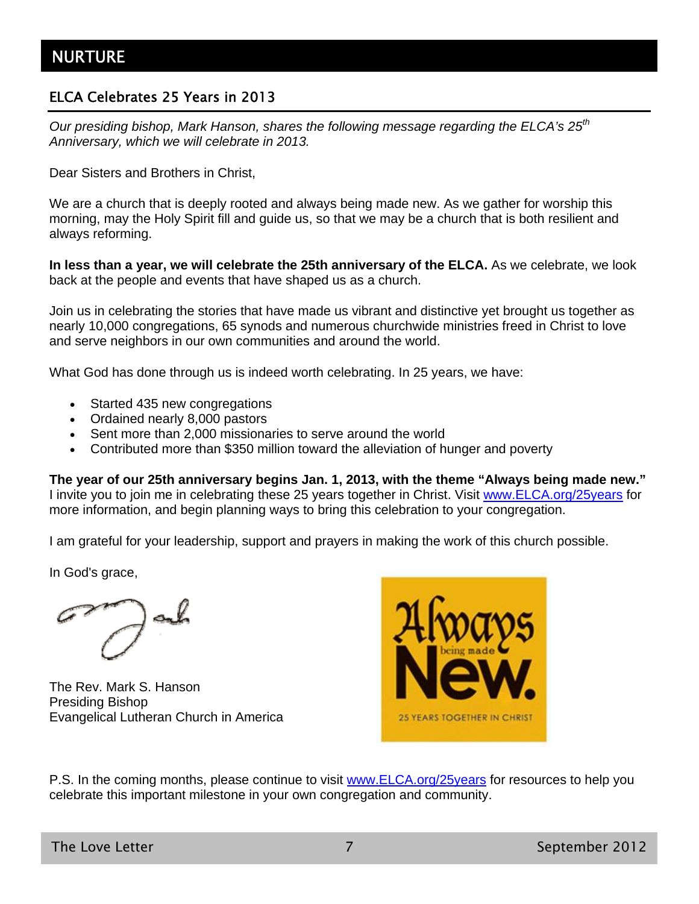# NURTURE

## ELCA Celebrates 25 Years in 2013

*Our presiding bishop, Mark Hanson, shares the following message regarding the ELCA's 25th Anniversary, which we will celebrate in 2013.*

Dear Sisters and Brothers in Christ,

We are a church that is deeply rooted and always being made new. As we gather for worship this morning, may the Holy Spirit fill and guide us, so that we may be a church that is both resilient and always reforming.

**In less than a year, we will celebrate the 25th anniversary of the ELCA.** As we celebrate, we look back at the people and events that have shaped us as a church.

Join us in celebrating the stories that have made us vibrant and distinctive yet brought us together as nearly 10,000 congregations, 65 synods and numerous churchwide ministries freed in Christ to love and serve neighbors in our own communities and around the world.

What God has done through us is indeed worth celebrating. In 25 years, we have:

- Started 435 new congregations
- Ordained nearly 8,000 pastors
- Sent more than 2,000 missionaries to serve around the world
- Contributed more than $350 million toward the alleviation of hunger and poverty

**The year of our 25th anniversary begins Jan. 1, 2013, with the theme "Always being made new."** I invite you to join me in celebrating these 25 years together in Christ. Visit www.ELCA.org/25years for more information, and begin planning ways to bring this celebration to your congregation.

I am grateful for your leadership, support and prayers in making the work of this church possible.

In God's grace,

The Rev. Mark S. Hanson
Presiding Bishop
Evangelical Lutheran Church in America

Always being made New.
25 YEARS TOGETHER IN CHRIST

P.S. In the coming months, please continue to visit www.ELCA.org/25years for resources to help you celebrate this important milestone in your own congregation and community.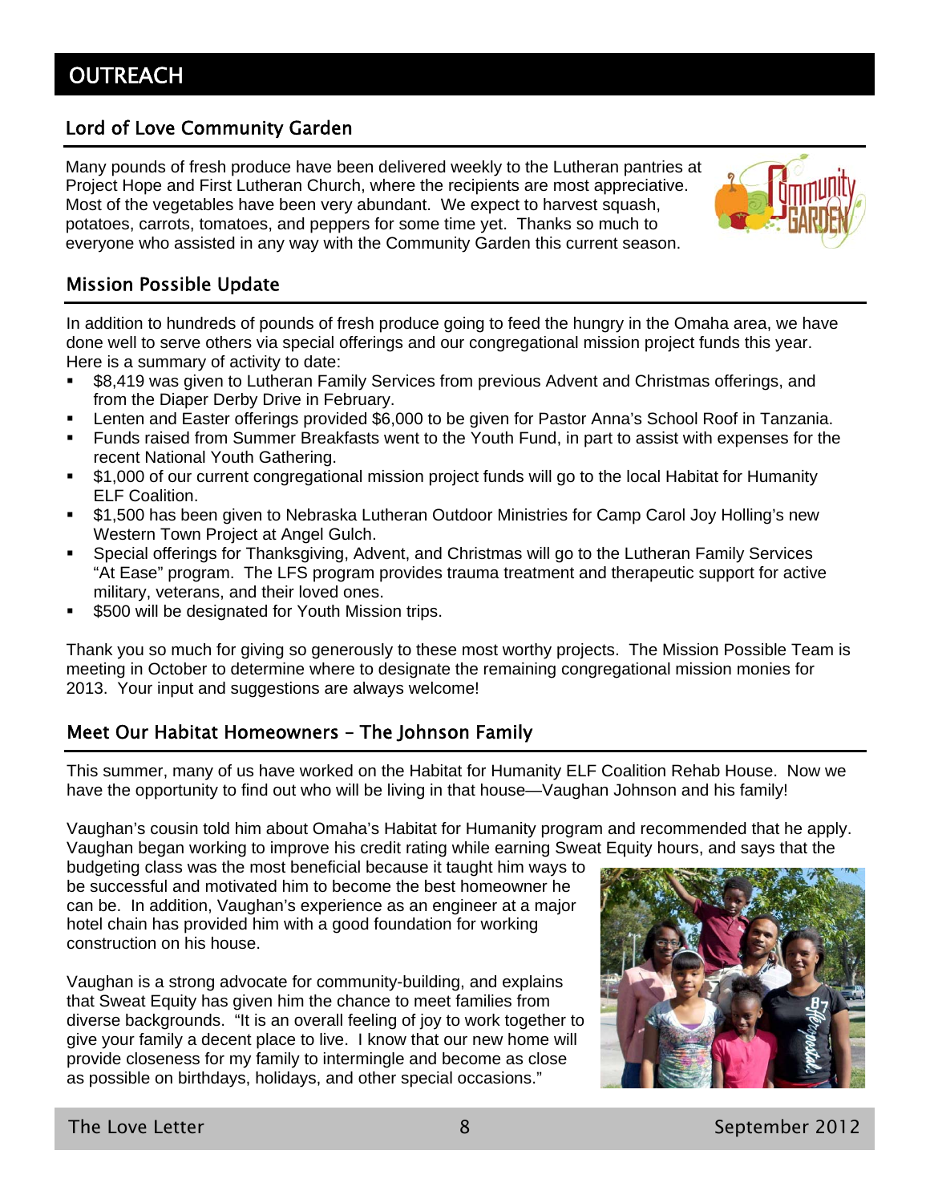# OUTREACH

## Lord of Love Community Garden

Many pounds of fresh produce have been delivered weekly to the Lutheran pantries at Project Hope and First Lutheran Church, where the recipients are most appreciative. Most of the vegetables have been very abundant. We expect to harvest squash, potatoes, carrots, tomatoes, and peppers for some time yet. Thanks so much to everyone who assisted in any way with the Community Garden this current season.

## Mission Possible Update

In addition to hundreds of pounds of fresh produce going to feed the hungry in the Omaha area, we have done well to serve others via special offerings and our congregational mission project funds this year. Here is a summary of activity to date:

- $8,419 was given to Lutheran Family Services from previous Advent and Christmas offerings, and from the Diaper Derby Drive in February.
- Lenten and Easter offerings provided $6,000 to be given for Pastor Anna's School Roof in Tanzania.
- Funds raised from Summer Breakfasts went to the Youth Fund, in part to assist with expenses for the recent National Youth Gathering.
- $1,000 of our current congregational mission project funds will go to the local Habitat for Humanity ELF Coalition.
- $1,500 has been given to Nebraska Lutheran Outdoor Ministries for Camp Carol Joy Holling's new Western Town Project at Angel Gulch.
- Special offerings for Thanksgiving, Advent, and Christmas will go to the Lutheran Family Services "At Ease" program. The LFS program provides trauma treatment and therapeutic support for active military, veterans, and their loved ones.
- $500 will be designated for Youth Mission trips.

Thank you so much for giving so generously to these most worthy projects. The Mission Possible Team is meeting in October to determine where to designate the remaining congregational mission monies for 2013. Your input and suggestions are always welcome!

## Meet Our Habitat Homeowners – The Johnson Family

This summer, many of us have worked on the Habitat for Humanity ELF Coalition Rehab House. Now we have the opportunity to find out who will be living in that house—Vaughan Johnson and his family!

Vaughan's cousin told him about Omaha's Habitat for Humanity program and recommended that he apply. Vaughan began working to improve his credit rating while earning Sweat Equity hours, and says that the budgeting class was the most beneficial because it taught him ways to be successful and motivated him to become the best homeowner he can be. In addition, Vaughan's experience as an engineer at a major hotel chain has provided him with a good foundation for working construction on his house.

Vaughan is a strong advocate for community-building, and explains that Sweat Equity has given him the chance to meet families from diverse backgrounds. "It is an overall feeling of joy to work together to give your family a decent place to live. I know that our new home will provide closeness for my family to intermingle and become as close as possible on birthdays, holidays, and other special occasions."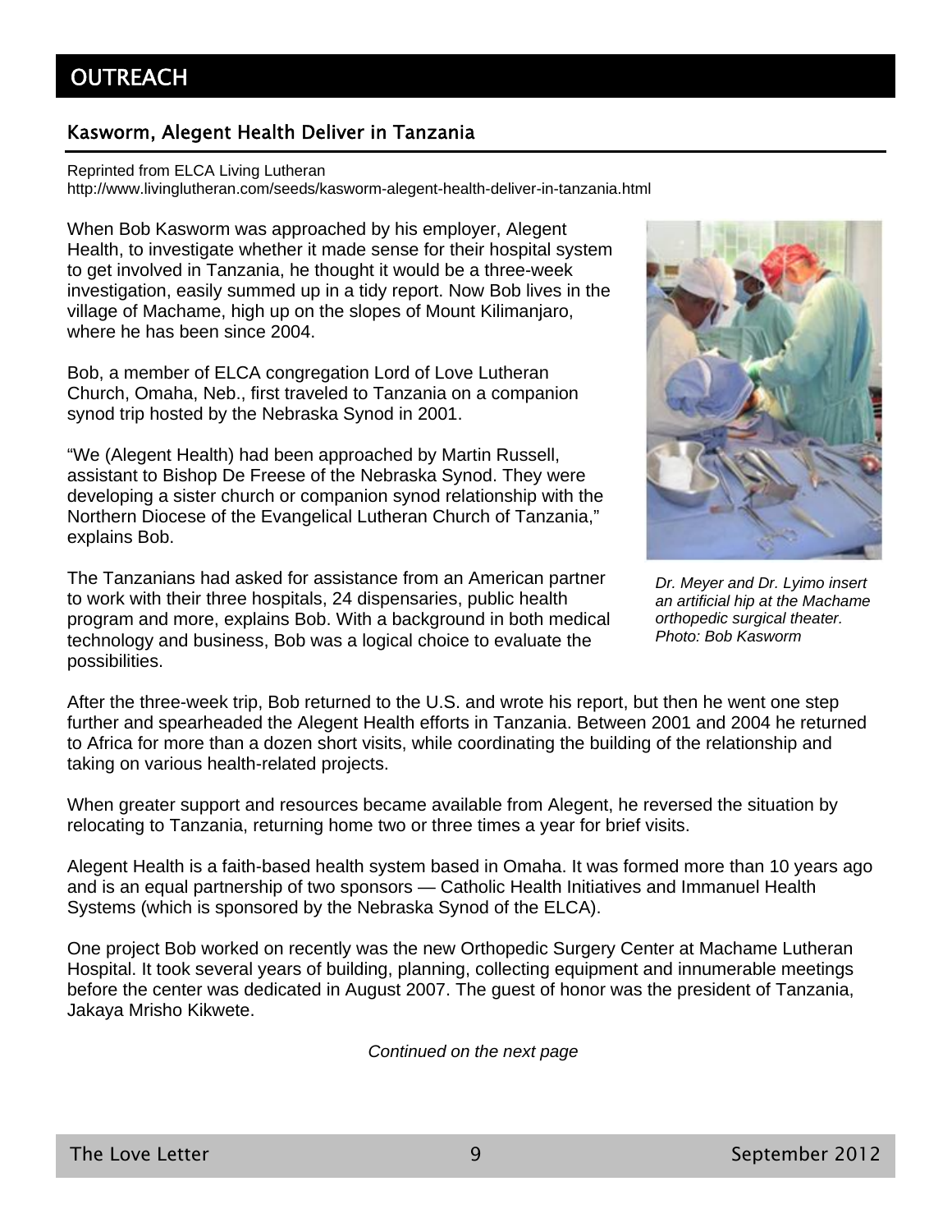# OUTREACH

## Kasworm, Alegent Health Deliver in Tanzania

Reprinted from ELCA Living Lutheran
http://www.livinglutheran.com/seeds/kasworm-alegent-health-deliver-in-tanzania.html

When Bob Kasworm was approached by his employer, Alegent Health, to investigate whether it made sense for their hospital system to get involved in Tanzania, he thought it would be a three-week investigation, easily summed up in a tidy report. Now Bob lives in the village of Machame, high up on the slopes of Mount Kilimanjaro, where he has been since 2004.

Bob, a member of ELCA congregation Lord of Love Lutheran Church, Omaha, Neb., first traveled to Tanzania on a companion synod trip hosted by the Nebraska Synod in 2001.

"We (Alegent Health) had been approached by Martin Russell, assistant to Bishop De Freese of the Nebraska Synod. They were developing a sister church or companion synod relationship with the Northern Diocese of the Evangelical Lutheran Church of Tanzania," explains Bob.

The Tanzanians had asked for assistance from an American partner to work with their three hospitals, 24 dispensaries, public health program and more, explains Bob. With a background in both medical technology and business, Bob was a logical choice to evaluate the possibilities.

*Dr. Meyer and Dr. Lyimo insert an artificial hip at the Machame orthopedic surgical theater. Photo: Bob Kasworm*

After the three-week trip, Bob returned to the U.S. and wrote his report, but then he went one step further and spearheaded the Alegent Health efforts in Tanzania. Between 2001 and 2004 he returned to Africa for more than a dozen short visits, while coordinating the building of the relationship and taking on various health-related projects.

When greater support and resources became available from Alegent, he reversed the situation by relocating to Tanzania, returning home two or three times a year for brief visits.

Alegent Health is a faith-based health system based in Omaha. It was formed more than 10 years ago and is an equal partnership of two sponsors — Catholic Health Initiatives and Immanuel Health Systems (which is sponsored by the Nebraska Synod of the ELCA).

One project Bob worked on recently was the new Orthopedic Surgery Center at Machame Lutheran Hospital. It took several years of building, planning, collecting equipment and innumerable meetings before the center was dedicated in August 2007. The guest of honor was the president of Tanzania, Jakaya Mrisho Kikwete.

*Continued on the next page*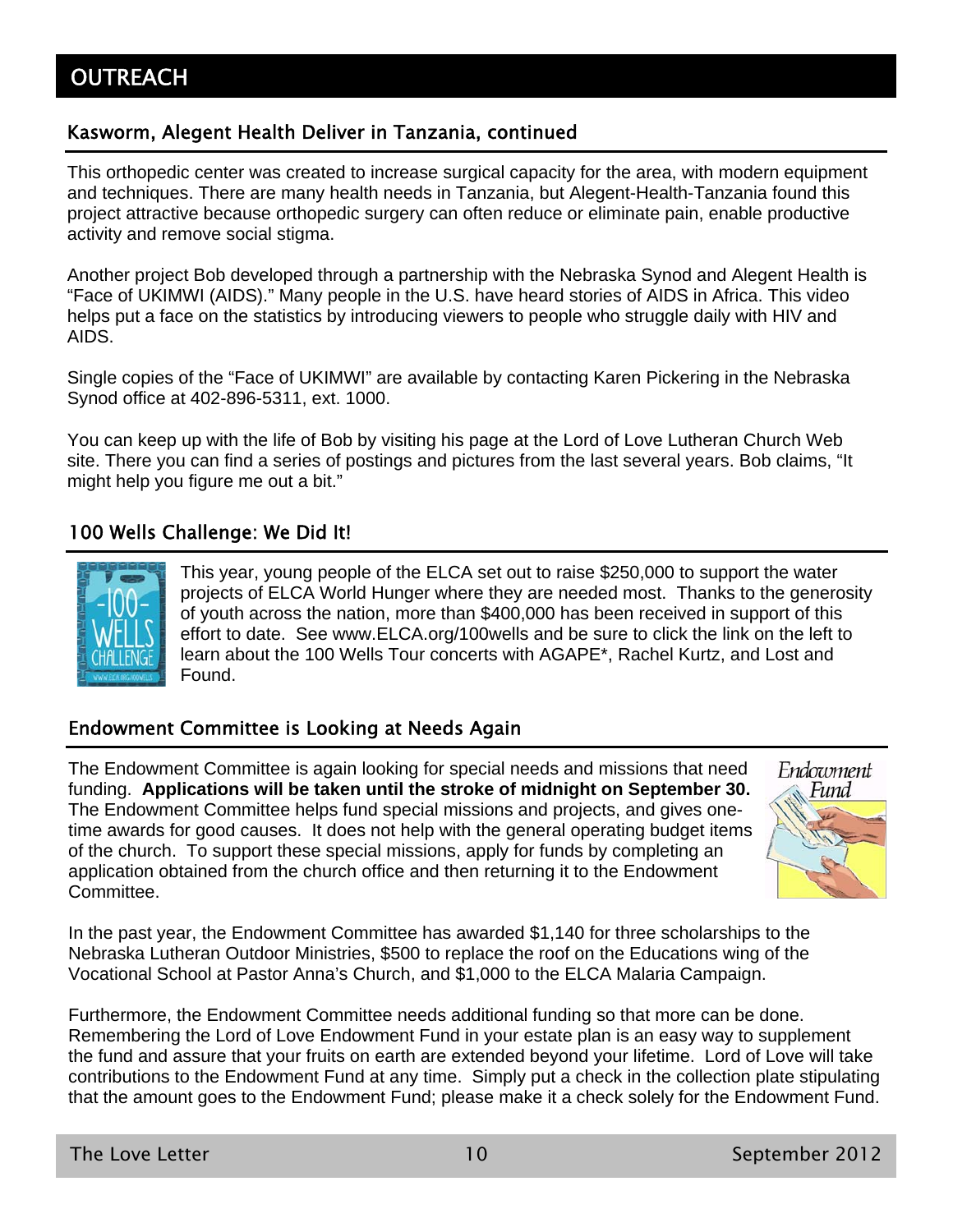# OUTREACH

## Kasworm, Alegent Health Deliver in Tanzania, continued

This orthopedic center was created to increase surgical capacity for the area, with modern equipment and techniques. There are many health needs in Tanzania, but Alegent-Health-Tanzania found this project attractive because orthopedic surgery can often reduce or eliminate pain, enable productive activity and remove social stigma.

Another project Bob developed through a partnership with the Nebraska Synod and Alegent Health is "Face of UKIMWI (AIDS)." Many people in the U.S. have heard stories of AIDS in Africa. This video helps put a face on the statistics by introducing viewers to people who struggle daily with HIV and AIDS.

Single copies of the "Face of UKIMWI" are available by contacting Karen Pickering in the Nebraska Synod office at 402-896-5311, ext. 1000.

You can keep up with the life of Bob by visiting his page at the Lord of Love Lutheran Church Web site. There you can find a series of postings and pictures from the last several years. Bob claims, "It might help you figure me out a bit."

## 100 Wells Challenge: We Did It!

This year, young people of the ELCA set out to raise $250,000 to support the water projects of ELCA World Hunger where they are needed most. Thanks to the generosity of youth across the nation, more than $400,000 has been received in support of this effort to date. See www.ELCA.org/100wells and be sure to click the link on the left to learn about the 100 Wells Tour concerts with AGAPE*, Rachel Kurtz, and Lost and Found.

## Endowment Committee is Looking at Needs Again

The Endowment Committee is again looking for special needs and missions that need funding. **Applications will be taken until the stroke of midnight on September 30.** The Endowment Committee helps fund special missions and projects, and gives one-time awards for good causes. It does not help with the general operating budget items of the church. To support these special missions, apply for funds by completing an application obtained from the church office and then returning it to the Endowment Committee.

In the past year, the Endowment Committee has awarded $1,140 for three scholarships to the Nebraska Lutheran Outdoor Ministries, $500 to replace the roof on the Educations wing of the Vocational School at Pastor Anna's Church, and $1,000 to the ELCA Malaria Campaign.

Furthermore, the Endowment Committee needs additional funding so that more can be done. Remembering the Lord of Love Endowment Fund in your estate plan is an easy way to supplement the fund and assure that your fruits on earth are extended beyond your lifetime. Lord of Love will take contributions to the Endowment Fund at any time. Simply put a check in the collection plate stipulating that the amount goes to the Endowment Fund; please make it a check solely for the Endowment Fund.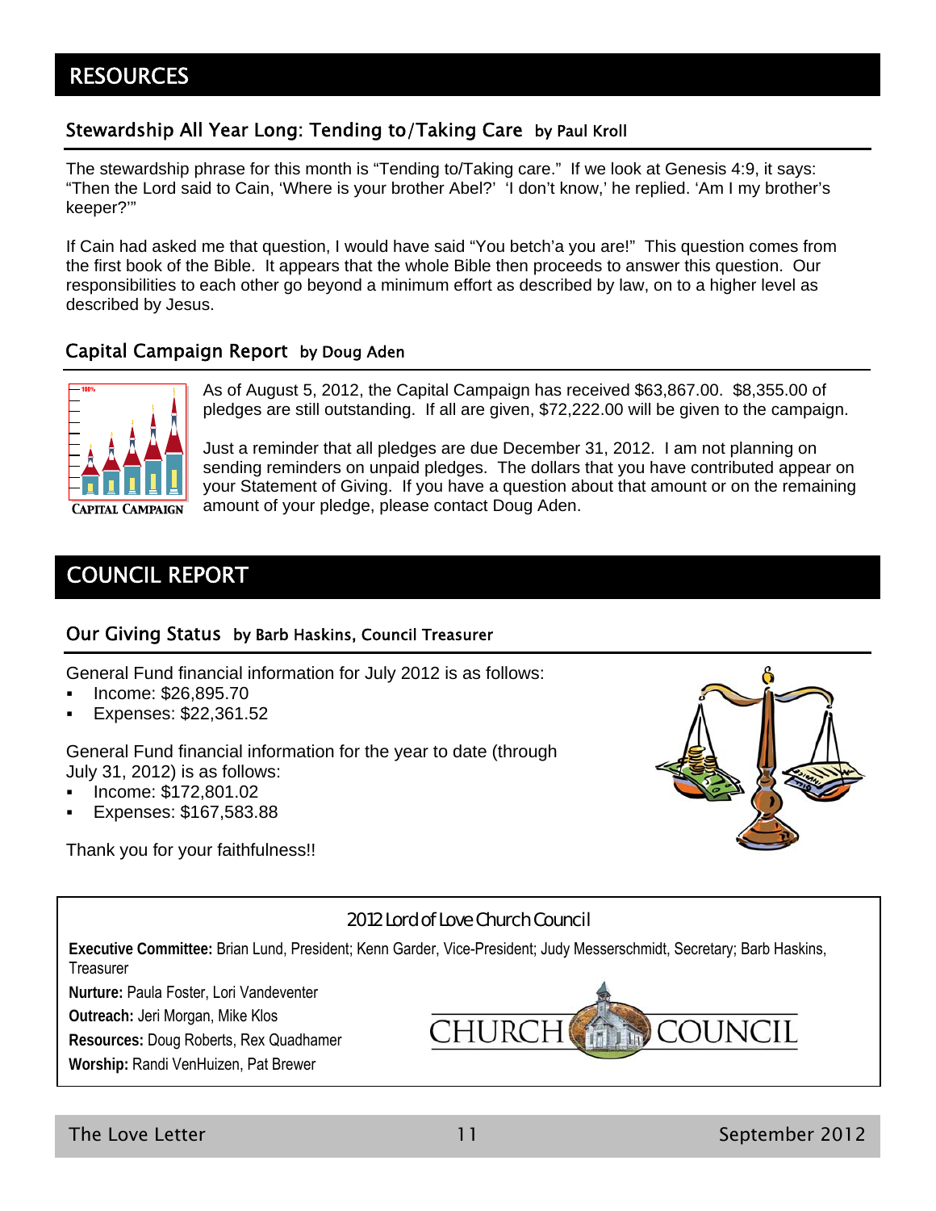# RESOURCES

## Stewardship All Year Long: Tending to/Taking Care by Paul Kroll

The stewardship phrase for this month is "Tending to/Taking care." If we look at Genesis 4:9, it says: "Then the Lord said to Cain, 'Where is your brother Abel?' 'I don't know,' he replied. 'Am I my brother's keeper?'"

If Cain had asked me that question, I would have said "You betch'a you are!" This question comes from the first book of the Bible. It appears that the whole Bible then proceeds to answer this question. Our responsibilities to each other go beyond a minimum effort as described by law, on to a higher level as described by Jesus.

## Capital Campaign Report by Doug Aden

As of August 5, 2012, the Capital Campaign has received $63,867.00. $8,355.00 of pledges are still outstanding. If all are given, $72,222.00 will be given to the campaign.

Just a reminder that all pledges are due December 31, 2012. I am not planning on sending reminders on unpaid pledges. The dollars that you have contributed appear on your Statement of Giving. If you have a question about that amount or on the remaining amount of your pledge, please contact Doug Aden.

# COUNCIL REPORT

## Our Giving Status by Barb Haskins, Council Treasurer

General Fund financial information for July 2012 is as follows:

- Income: $26,895.70
- Expenses: $22,361.52

General Fund financial information for the year to date (through July 31, 2012) is as follows:

- Income: $172,801.02
- Expenses: $167,583.88

Thank you for your faithfulness!!

### 2012 Lord of Love Church Council

**Executive Committee:** Brian Lund, President; Kenn Garder, Vice-President; Judy Messerschmidt, Secretary; Barb Haskins, Treasurer

**Nurture:** Paula Foster, Lori Vandeventer

**Outreach:** Jeri Morgan, Mike Klos

**Resources:** Doug Roberts, Rex Quadhamer

**Worship:** Randi VenHuizen, Pat Brewer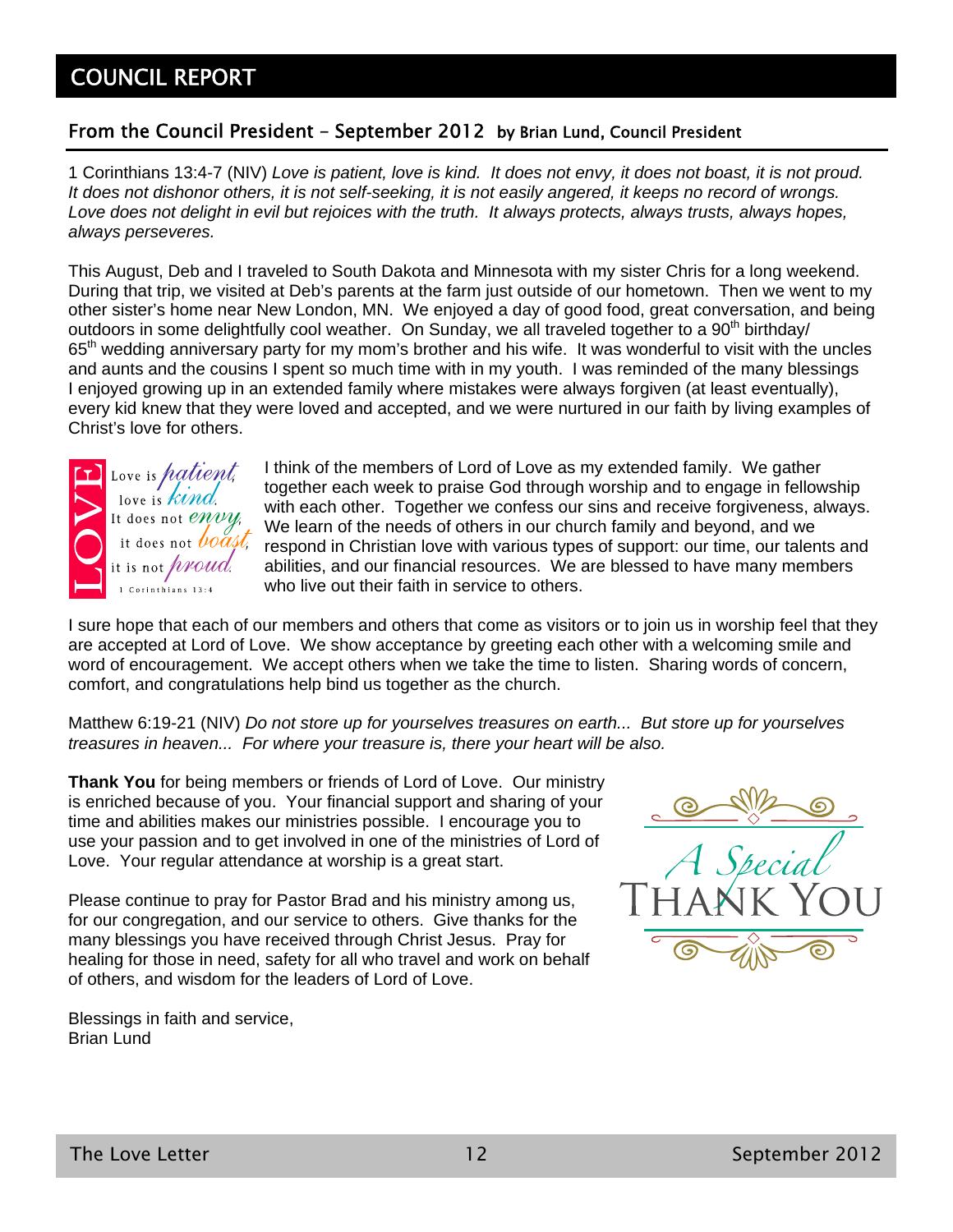# COUNCIL REPORT

## From the Council President – September 2012 by Brian Lund, Council President

1 Corinthians 13:4-7 (NIV) *Love is patient, love is kind. It does not envy, it does not boast, it is not proud. It does not dishonor others, it is not self-seeking, it is not easily angered, it keeps no record of wrongs. Love does not delight in evil but rejoices with the truth. It always protects, always trusts, always hopes, always perseveres.*

This August, Deb and I traveled to South Dakota and Minnesota with my sister Chris for a long weekend. During that trip, we visited at Deb's parents at the farm just outside of our hometown. Then we went to my other sister's home near New London, MN. We enjoyed a day of good food, great conversation, and being outdoors in some delightfully cool weather. On Sunday, we all traveled together to a 90th birthday/ 65th wedding anniversary party for my mom's brother and his wife. It was wonderful to visit with the uncles and aunts and the cousins I spent so much time with in my youth. I was reminded of the many blessings I enjoyed growing up in an extended family where mistakes were always forgiven (at least eventually), every kid knew that they were loved and accepted, and we were nurtured in our faith by living examples of Christ's love for others.

LOVE
Love is *patient*, love is *kind*. It does not *envy*, it does not *boast*, it is not *proud*.
1 Corinthians 13:4

I think of the members of Lord of Love as my extended family. We gather together each week to praise God through worship and to engage in fellowship with each other. Together we confess our sins and receive forgiveness, always. We learn of the needs of others in our church family and beyond, and we respond in Christian love with various types of support: our time, our talents and abilities, and our financial resources. We are blessed to have many members who live out their faith in service to others.

I sure hope that each of our members and others that come as visitors or to join us in worship feel that they are accepted at Lord of Love. We show acceptance by greeting each other with a welcoming smile and word of encouragement. We accept others when we take the time to listen. Sharing words of concern, comfort, and congratulations help bind us together as the church.

Matthew 6:19-21 (NIV) *Do not store up for yourselves treasures on earth... But store up for yourselves treasures in heaven... For where your treasure is, there your heart will be also.*

**Thank You** for being members or friends of Lord of Love. Our ministry is enriched because of you. Your financial support and sharing of your time and abilities makes our ministries possible. I encourage you to use your passion and to get involved in one of the ministries of Lord of Love. Your regular attendance at worship is a great start.

*A Special* THANK YOU

Please continue to pray for Pastor Brad and his ministry among us, for our congregation, and our service to others. Give thanks for the many blessings you have received through Christ Jesus. Pray for healing for those in need, safety for all who travel and work on behalf of others, and wisdom for the leaders of Lord of Love.

Blessings in faith and service,
Brian Lund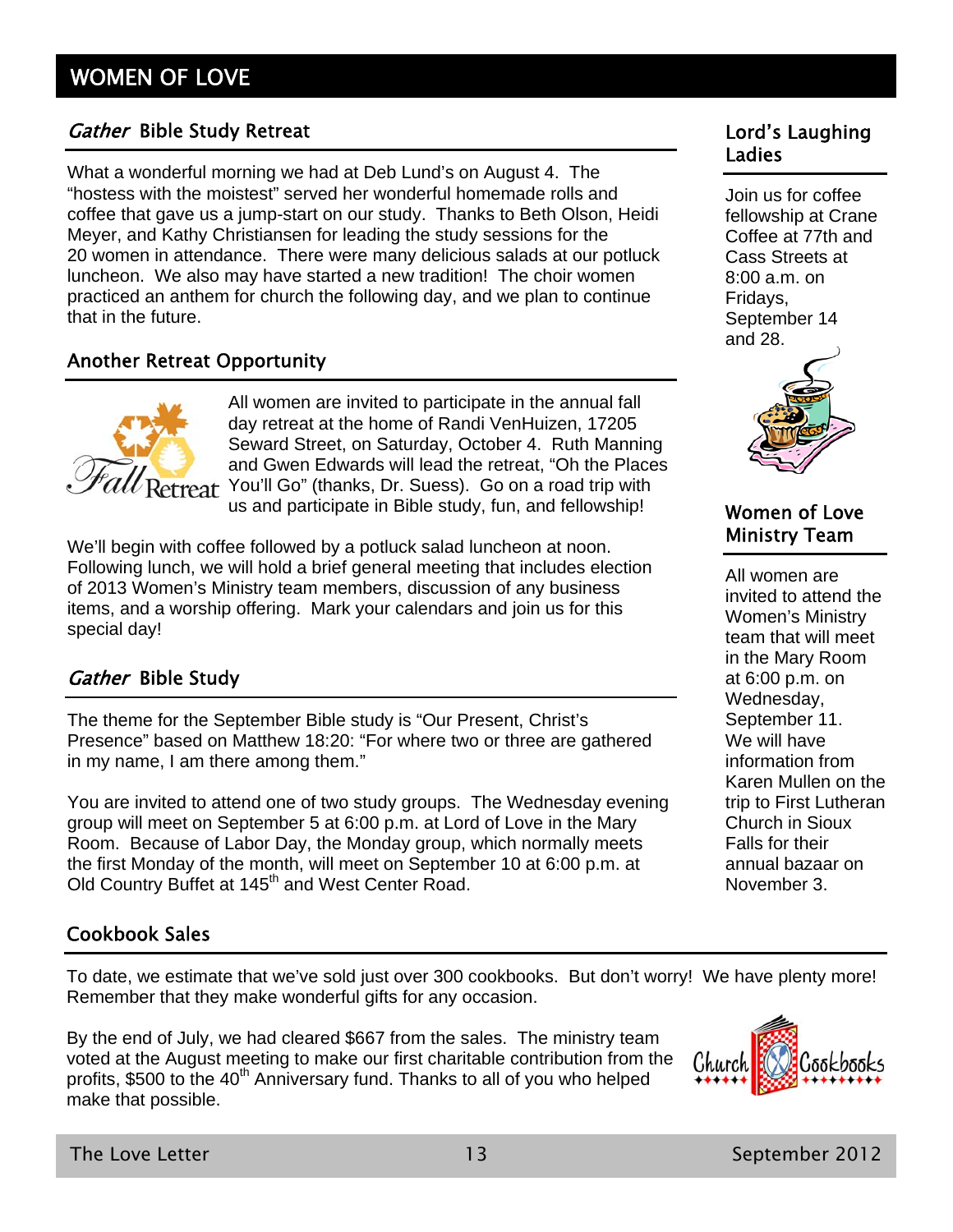# WOMEN OF LOVE

## *Gather* Bible Study Retreat

What a wonderful morning we had at Deb Lund's on August 4. The "hostess with the moistest" served her wonderful homemade rolls and coffee that gave us a jump-start on our study. Thanks to Beth Olson, Heidi Meyer, and Kathy Christiansen for leading the study sessions for the 20 women in attendance. There were many delicious salads at our potluck luncheon. We also may have started a new tradition! The choir women practiced an anthem for church the following day, and we plan to continue that in the future.

## Another Retreat Opportunity

Fall Retreat

All women are invited to participate in the annual fall day retreat at the home of Randi VenHuizen, 17205 Seward Street, on Saturday, October 4. Ruth Manning and Gwen Edwards will lead the retreat, "Oh the Places You'll Go" (thanks, Dr. Suess). Go on a road trip with us and participate in Bible study, fun, and fellowship!

We'll begin with coffee followed by a potluck salad luncheon at noon. Following lunch, we will hold a brief general meeting that includes election of 2013 Women's Ministry team members, discussion of any business items, and a worship offering. Mark your calendars and join us for this special day!

## *Gather* Bible Study

The theme for the September Bible study is "Our Present, Christ's Presence" based on Matthew 18:20: "For where two or three are gathered in my name, I am there among them."

You are invited to attend one of two study groups. The Wednesday evening group will meet on September 5 at 6:00 p.m. at Lord of Love in the Mary Room. Because of Labor Day, the Monday group, which normally meets the first Monday of the month, will meet on September 10 at 6:00 p.m. at Old Country Buffet at 145th and West Center Road.

## Lord's Laughing Ladies

Join us for coffee fellowship at Crane Coffee at 77th and Cass Streets at 8:00 a.m. on Fridays, September 14 and 28.

## Women of Love Ministry Team

All women are invited to attend the Women's Ministry team that will meet in the Mary Room at 6:00 p.m. on Wednesday, September 11. We will have information from Karen Mullen on the trip to First Lutheran Church in Sioux Falls for their annual bazaar on November 3.

## Cookbook Sales

To date, we estimate that we've sold just over 300 cookbooks. But don't worry! We have plenty more! Remember that they make wonderful gifts for any occasion.

By the end of July, we had cleared $667 from the sales. The ministry team voted at the August meeting to make our first charitable contribution from the profits, $500 to the 40th Anniversary fund. Thanks to all of you who helped make that possible.

Church Cookbooks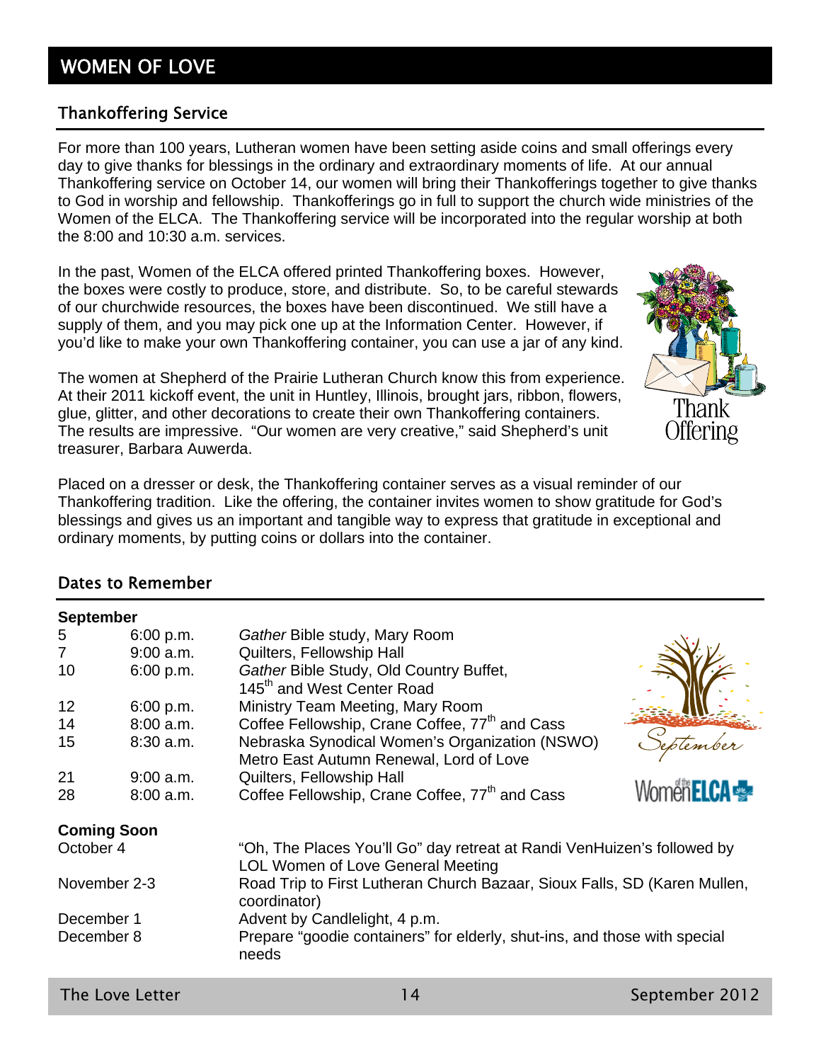# WOMEN OF LOVE

## Thankoffering Service

For more than 100 years, Lutheran women have been setting aside coins and small offerings every day to give thanks for blessings in the ordinary and extraordinary moments of life. At our annual Thankoffering service on October 14, our women will bring their Thankofferings together to give thanks to God in worship and fellowship. Thankofferings go in full to support the church wide ministries of the Women of the ELCA. The Thankoffering service will be incorporated into the regular worship at both the 8:00 and 10:30 a.m. services.

In the past, Women of the ELCA offered printed Thankoffering boxes. However, the boxes were costly to produce, store, and distribute. So, to be careful stewards of our churchwide resources, the boxes have been discontinued. We still have a supply of them, and you may pick one up at the Information Center. However, if you'd like to make your own Thankoffering container, you can use a jar of any kind.

Thank Offering

The women at Shepherd of the Prairie Lutheran Church know this from experience. At their 2011 kickoff event, the unit in Huntley, Illinois, brought jars, ribbon, flowers, glue, glitter, and other decorations to create their own Thankoffering containers. The results are impressive. "Our women are very creative," said Shepherd's unit treasurer, Barbara Auwerda.

Placed on a dresser or desk, the Thankoffering container serves as a visual reminder of our Thankoffering tradition. Like the offering, the container invites women to show gratitude for God's blessings and gives us an important and tangible way to express that gratitude in exceptional and ordinary moments, by putting coins or dollars into the container.

## Dates to Remember

**September**

| | | |
|---|---|---|
| 5 | 6:00 p.m. | *Gather* Bible study, Mary Room |
| 7 | 9:00 a.m. | Quilters, Fellowship Hall |
| 10 | 6:00 p.m. | *Gather* Bible Study, Old Country Buffet, 145th and West Center Road |
| 12 | 6:00 p.m. | Ministry Team Meeting, Mary Room |
| 14 | 8:00 a.m. | Coffee Fellowship, Crane Coffee, 77th and Cass |
| 15 | 8:30 a.m. | Nebraska Synodical Women's Organization (NSWO) Metro East Autumn Renewal, Lord of Love |
| 21 | 9:00 a.m. | Quilters, Fellowship Hall |
| 28 | 8:00 a.m. | Coffee Fellowship, Crane Coffee, 77th and Cass |

September

Women of the ELCA

**Coming Soon**

| | |
|---|---|
| October 4 | "Oh, The Places You'll Go" day retreat at Randi VenHuizen's followed by LOL Women of Love General Meeting |
| November 2-3 | Road Trip to First Lutheran Church Bazaar, Sioux Falls, SD (Karen Mullen, coordinator) |
| December 1 | Advent by Candlelight, 4 p.m. |
| December 8 | Prepare "goodie containers" for elderly, shut-ins, and those with special needs |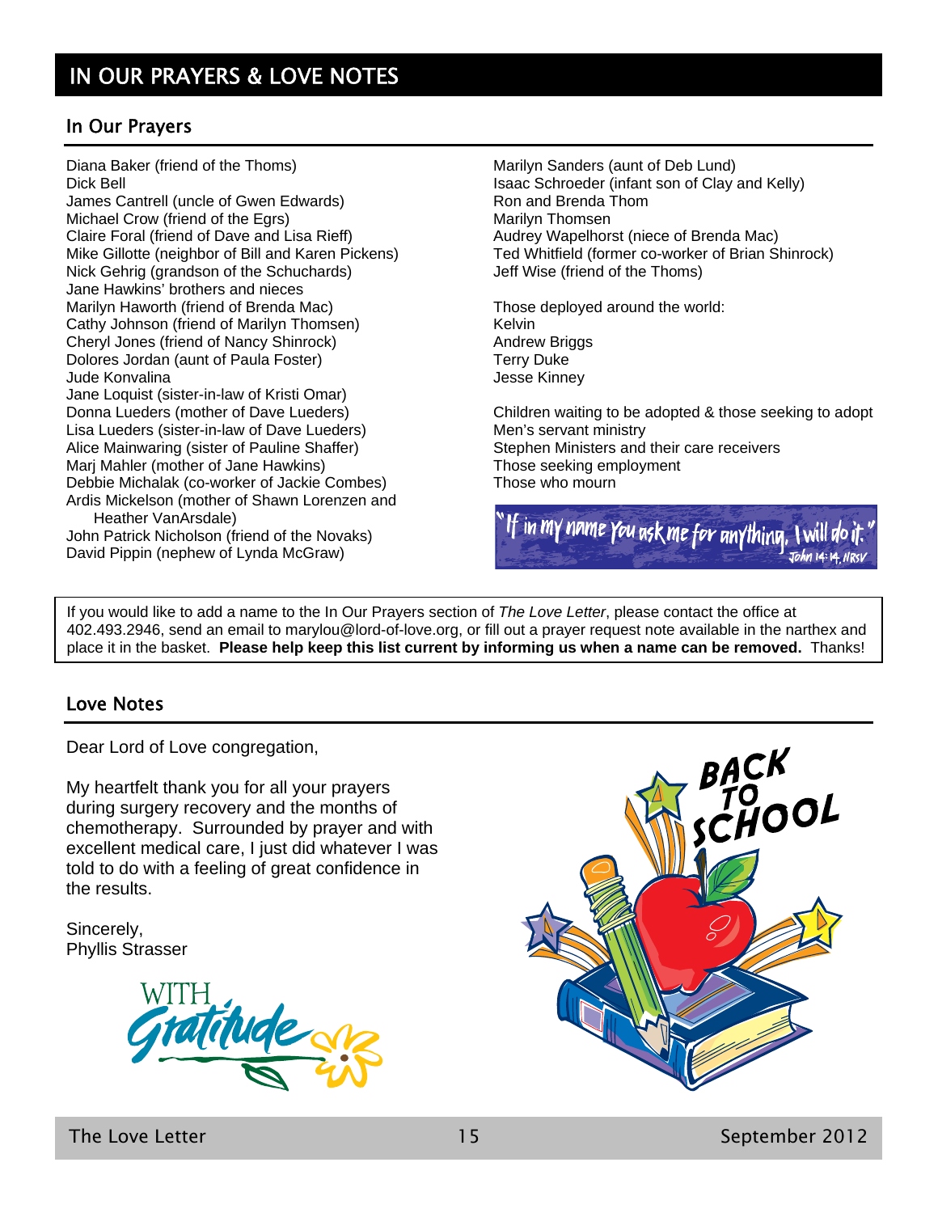# IN OUR PRAYERS & LOVE NOTES

## In Our Prayers

Diana Baker (friend of the Thoms)
Dick Bell
James Cantrell (uncle of Gwen Edwards)
Michael Crow (friend of the Egrs)
Claire Foral (friend of Dave and Lisa Rieff)
Mike Gillotte (neighbor of Bill and Karen Pickens)
Nick Gehrig (grandson of the Schuchards)
Jane Hawkins' brothers and nieces
Marilyn Haworth (friend of Brenda Mac)
Cathy Johnson (friend of Marilyn Thomsen)
Cheryl Jones (friend of Nancy Shinrock)
Dolores Jordan (aunt of Paula Foster)
Jude Konvalina
Jane Loquist (sister-in-law of Kristi Omar)
Donna Lueders (mother of Dave Lueders)
Lisa Lueders (sister-in-law of Dave Lueders)
Alice Mainwaring (sister of Pauline Shaffer)
Marj Mahler (mother of Jane Hawkins)
Debbie Michalak (co-worker of Jackie Combes)
Ardis Mickelson (mother of Shawn Lorenzen and Heather VanArsdale)
John Patrick Nicholson (friend of the Novaks)
David Pippin (nephew of Lynda McGraw)
Marilyn Sanders (aunt of Deb Lund)
Isaac Schroeder (infant son of Clay and Kelly)
Ron and Brenda Thom
Marilyn Thomsen
Audrey Wapelhorst (niece of Brenda Mac)
Ted Whitfield (former co-worker of Brian Shinrock)
Jeff Wise (friend of the Thoms)

Those deployed around the world:
Kelvin
Andrew Briggs
Terry Duke
Jesse Kinney

Children waiting to be adopted & those seeking to adopt
Men's servant ministry
Stephen Ministers and their care receivers
Those seeking employment
Those who mourn

"If in my name you ask me for anything, I will do it." John 14:14, NRSV

If you would like to add a name to the In Our Prayers section of *The Love Letter*, please contact the office at 402.493.2946, send an email to marylou@lord-of-love.org, or fill out a prayer request note available in the narthex and place it in the basket. **Please help keep this list current by informing us when a name can be removed.** Thanks!

## Love Notes

Dear Lord of Love congregation,

My heartfelt thank you for all your prayers during surgery recovery and the months of chemotherapy. Surrounded by prayer and with excellent medical care, I just did whatever I was told to do with a feeling of great confidence in the results.

Sincerely,
Phyllis Strasser

WITH Gratitude

BACK TO SCHOOL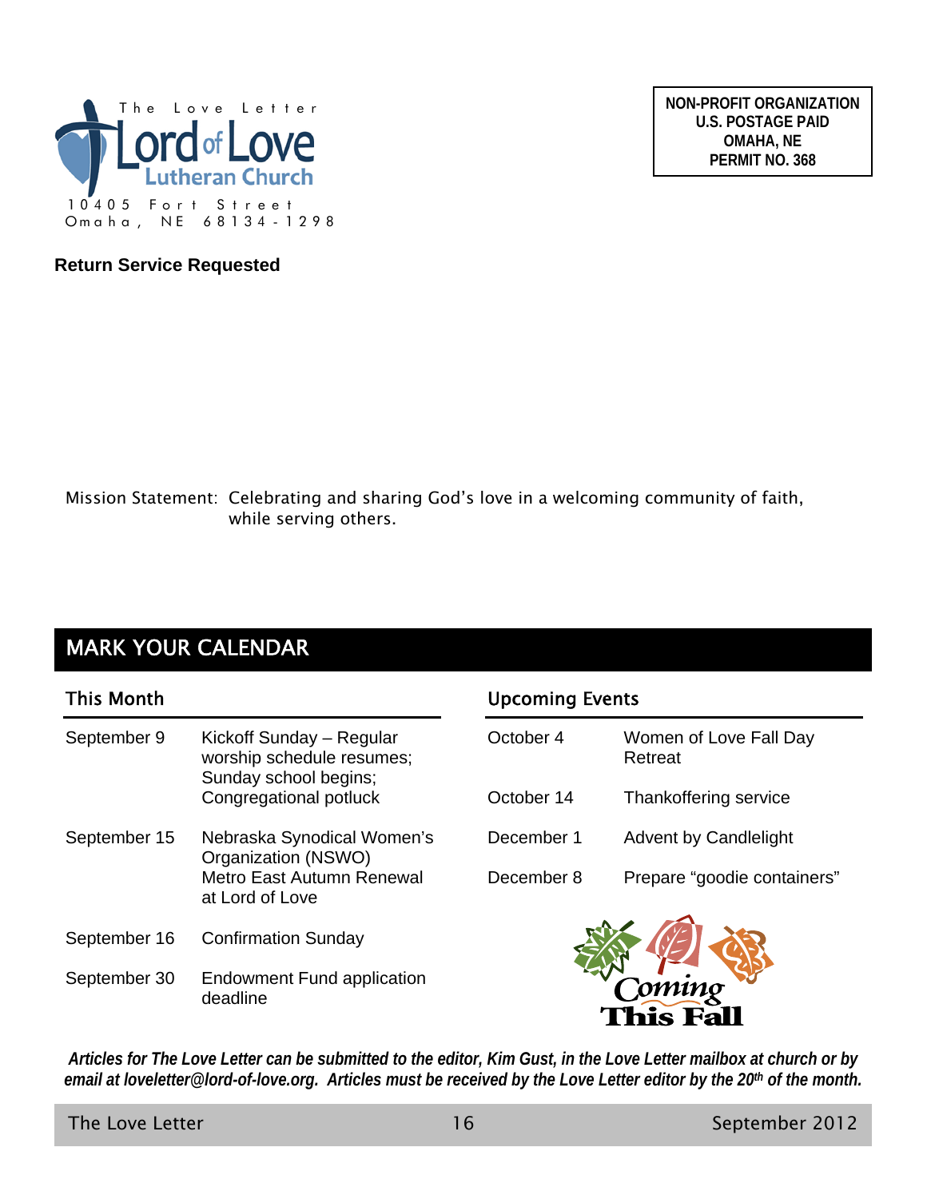The Love Letter

**Lord of Love Lutheran Church**

10405 Fort Street
Omaha, NE 68134-1298

**Return Service Requested**

**NON-PROFIT ORGANIZATION**
**U.S. POSTAGE PAID**
**OMAHA, NE**
**PERMIT NO. 368**

Mission Statement: Celebrating and sharing God's love in a welcoming community of faith, while serving others.

## MARK YOUR CALENDAR

### This Month

| | |
|---|---|
| September 9 | Kickoff Sunday – Regular worship schedule resumes; Sunday school begins; Congregational potluck |
| September 15 | Nebraska Synodical Women's Organization (NSWO) Metro East Autumn Renewal at Lord of Love |
| September 16 | Confirmation Sunday |
| September 30 | Endowment Fund application deadline |

### Upcoming Events

| | |
|---|---|
| October 4 | Women of Love Fall Day Retreat |
| October 14 | Thankoffering service |
| December 1 | Advent by Candlelight |
| December 8 | Prepare "goodie containers" |

Coming This Fall

***Articles for The Love Letter can be submitted to the editor, Kim Gust, in the Love Letter mailbox at church or by email at loveletter@lord-of-love.org. Articles must be received by the Love Letter editor by the 20th of the month.***